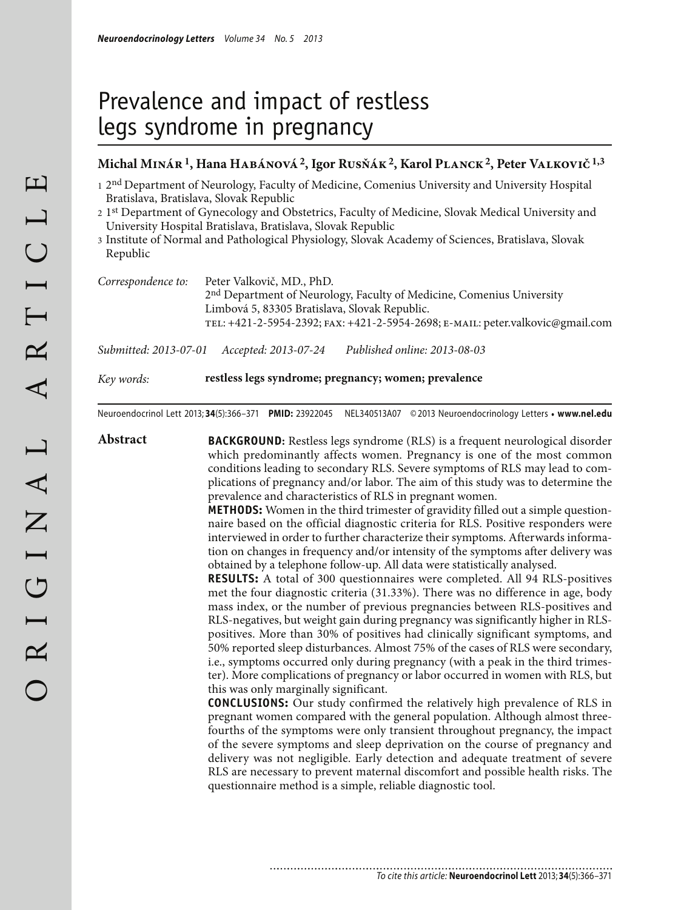# Prevalence and impact of restless legs syndrome in pregnancy

**Michal Minár [1], Hana Habánová [2], Igor Rusňák [2], Karol Planck [2], Peter Valkovič [1,3]**

1 2nd Department of Neurology, Faculty of Medicine, Comenius University and University Hospital Bratislava, Bratislava, Slovak Republic
2 1st Department of Gynecology and Obstetrics, Faculty of Medicine, Slovak Medical University and University Hospital Bratislava, Bratislava, Slovak Republic
3 Institute of Normal and Pathological Physiology, Slovak Academy of Sciences, Bratislava, Slovak Republic

*Correspondence to:* Peter Valkovič, MD., PhD.
2nd Department of Neurology, Faculty of Medicine, Comenius University
Limbová 5, 83305 Bratislava, Slovak Republic.
TEL: +421-2-5954-2392; FAX: +421-2-5954-2698; E-MAIL: peter.valkovic@gmail.com

*Submitted: 2013-07-01* *Accepted: 2013-07-24* *Published online: 2013-08-03*

*Key words:* **restless legs syndrome; pregnancy; women; prevalence**

Neuroendocrinol Lett 2013; **34**(5):366–371 **PMID:** 23922045 NEL340513A07 © 2013 Neuroendocrinology Letters • **www.nel.edu**

## Abstract

**BACKGROUND:** Restless legs syndrome (RLS) is a frequent neurological disorder which predominantly affects women. Pregnancy is one of the most common conditions leading to secondary RLS. Severe symptoms of RLS may lead to complications of pregnancy and/or labor. The aim of this study was to determine the prevalence and characteristics of RLS in pregnant women.

**METHODS:** Women in the third trimester of gravidity filled out a simple questionnaire based on the official diagnostic criteria for RLS. Positive responders were interviewed in order to further characterize their symptoms. Afterwards information on changes in frequency and/or intensity of the symptoms after delivery was obtained by a telephone follow-up. All data were statistically analysed.

**RESULTS:** A total of 300 questionnaires were completed. All 94 RLS-positives met the four diagnostic criteria (31.33%). There was no difference in age, body mass index, or the number of previous pregnancies between RLS-positives and RLS-negatives, but weight gain during pregnancy was significantly higher in RLS-positives. More than 30% of positives had clinically significant symptoms, and 50% reported sleep disturbances. Almost 75% of the cases of RLS were secondary, i.e., symptoms occurred only during pregnancy (with a peak in the third trimester). More complications of pregnancy or labor occurred in women with RLS, but this was only marginally significant.

**CONCLUSIONS:** Our study confirmed the relatively high prevalence of RLS in pregnant women compared with the general population. Although almost three-fourths of the symptoms were only transient throughout pregnancy, the impact of the severe symptoms and sleep deprivation on the course of pregnancy and delivery was not negligible. Early detection and adequate treatment of severe RLS are necessary to prevent maternal discomfort and possible health risks. The questionnaire method is a simple, reliable diagnostic tool.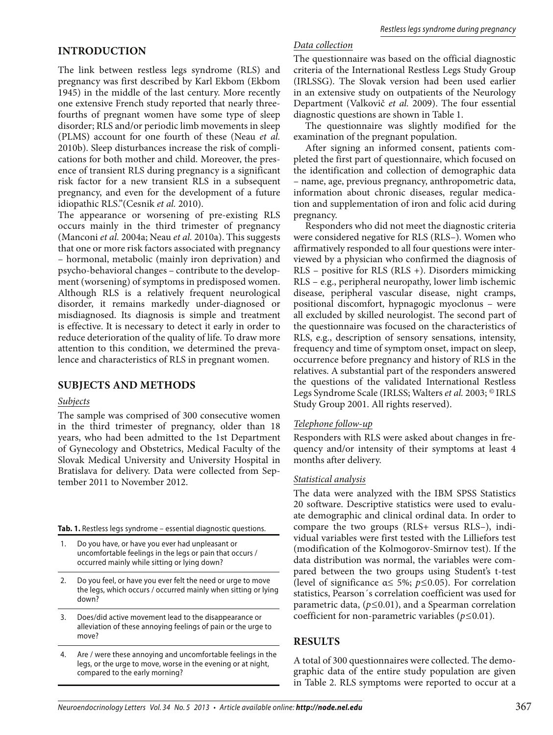## INTRODUCTION

The link between restless legs syndrome (RLS) and pregnancy was first described by Karl Ekbom (Ekbom 1945) in the middle of the last century. More recently one extensive French study reported that nearly three-fourths of pregnant women have some type of sleep disorder; RLS and/or periodic limb movements in sleep (PLMS) account for one fourth of these (Neau *et al.* 2010b). Sleep disturbances increase the risk of complications for both mother and child. Moreover, the presence of transient RLS during pregnancy is a significant risk factor for a new transient RLS in a subsequent pregnancy, and even for the development of a future idiopathic RLS."(Cesnik *et al.* 2010).

The appearance or worsening of pre-existing RLS occurs mainly in the third trimester of pregnancy (Manconi *et al.* 2004a; Neau *et al.* 2010a). This suggests that one or more risk factors associated with pregnancy – hormonal, metabolic (mainly iron deprivation) and psycho-behavioral changes – contribute to the development (worsening) of symptoms in predisposed women. Although RLS is a relatively frequent neurological disorder, it remains markedly under-diagnosed or misdiagnosed. Its diagnosis is simple and treatment is effective. It is necessary to detect it early in order to reduce deterioration of the quality of life. To draw more attention to this condition, we determined the prevalence and characteristics of RLS in pregnant women.

## SUBJECTS AND METHODS

### *Subjects*

The sample was comprised of 300 consecutive women in the third trimester of pregnancy, older than 18 years, who had been admitted to the 1st Department of Gynecology and Obstetrics, Medical Faculty of the Slovak Medical University and University Hospital in Bratislava for delivery. Data were collected from September 2011 to November 2012.

**Tab. 1.** Restless legs syndrome – essential diagnostic questions.

| | |
|---|---|
| 1. | Do you have, or have you ever had unpleasant or uncomfortable feelings in the legs or pain that occurs / occurred mainly while sitting or lying down? |
| 2. | Do you feel, or have you ever felt the need or urge to move the legs, which occurs / occurred mainly when sitting or lying down? |
| 3. | Does/did active movement lead to the disappearance or alleviation of these annoying feelings of pain or the urge to move? |
| 4. | Are / were these annoying and uncomfortable feelings in the legs, or the urge to move, worse in the evening or at night, compared to the early morning? |

### *Data collection*

The questionnaire was based on the official diagnostic criteria of the International Restless Legs Study Group (IRLSSG). The Slovak version had been used earlier in an extensive study on outpatients of the Neurology Department (Valkovič *et al.* 2009). The four essential diagnostic questions are shown in Table 1.

The questionnaire was slightly modified for the examination of the pregnant population.

After signing an informed consent, patients completed the first part of questionnaire, which focused on the identification and collection of demographic data – name, age, previous pregnancy, anthropometric data, information about chronic diseases, regular medication and supplementation of iron and folic acid during pregnancy.

Responders who did not meet the diagnostic criteria were considered negative for RLS (RLS–). Women who affirmatively responded to all four questions were interviewed by a physician who confirmed the diagnosis of RLS – positive for RLS (RLS +). Disorders mimicking RLS – e.g., peripheral neuropathy, lower limb ischemic disease, peripheral vascular disease, night cramps, positional discomfort, hypnagogic myoclonus – were all excluded by skilled neurologist. The second part of the questionnaire was focused on the characteristics of RLS, e.g., description of sensory sensations, intensity, frequency and time of symptom onset, impact on sleep, occurrence before pregnancy and history of RLS in the relatives. A substantial part of the responders answered the questions of the validated International Restless Legs Syndrome Scale (IRLSS; Walters *et al.* 2003; © IRLS Study Group 2001. All rights reserved).

### *Telephone follow-up*

Responders with RLS were asked about changes in frequency and/or intensity of their symptoms at least 4 months after delivery.

### *Statistical analysis*

The data were analyzed with the IBM SPSS Statistics 20 software. Descriptive statistics were used to evaluate demographic and clinical ordinal data. In order to compare the two groups (RLS+ versus RLS–), individual variables were first tested with the Lilliefors test (modification of the Kolmogorov-Smirnov test). If the data distribution was normal, the variables were compared between the two groups using Student's t-test (level of significance $\alpha \leq 5\%$; $p \leq 0.05$). For correlation statistics, Pearson´s correlation coefficient was used for parametric data, ($p \leq 0.01$), and a Spearman correlation coefficient for non-parametric variables ($p \leq 0.01$).

## RESULTS

A total of 300 questionnaires were collected. The demographic data of the entire study population are given in Table 2. RLS symptoms were reported to occur at a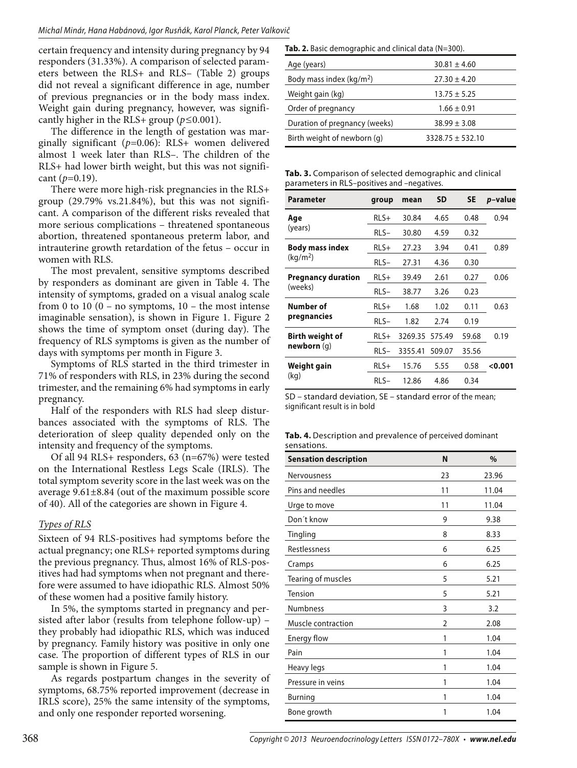certain frequency and intensity during pregnancy by 94 responders (31.33%). A comparison of selected parameters between the RLS+ and RLS– (Table 2) groups did not reveal a significant difference in age, number of previous pregnancies or in the body mass index. Weight gain during pregnancy, however, was significantly higher in the RLS+ group ($p \leq 0.001$).

The difference in the length of gestation was marginally significant ($p=0.06$): RLS+ women delivered almost 1 week later than RLS–. The children of the RLS+ had lower birth weight, but this was not significant ($p=0.19$).

There were more high-risk pregnancies in the RLS+ group (29.79% vs.21.84%), but this was not significant. A comparison of the different risks revealed that more serious complications – threatened spontaneous abortion, threatened spontaneous preterm labor, and intrauterine growth retardation of the fetus – occur in women with RLS.

The most prevalent, sensitive symptoms described by responders as dominant are given in Table 4. The intensity of symptoms, graded on a visual analog scale from 0 to 10 (0 – no symptoms, 10 – the most intense imaginable sensation), is shown in Figure 1. Figure 2 shows the time of symptom onset (during day). The frequency of RLS symptoms is given as the number of days with symptoms per month in Figure 3.

Symptoms of RLS started in the third trimester in 71% of responders with RLS, in 23% during the second trimester, and the remaining 6% had symptoms in early pregnancy.

Half of the responders with RLS had sleep disturbances associated with the symptoms of RLS. The deterioration of sleep quality depended only on the intensity and frequency of the symptoms.

Of all 94 RLS+ responders, 63 (n=67%) were tested on the International Restless Legs Scale (IRLS). The total symptom severity score in the last week was on the average 9.61±8.84 (out of the maximum possible score of 40). All of the categories are shown in Figure 4.

### *Types of RLS*

Sixteen of 94 RLS-positives had symptoms before the actual pregnancy; one RLS+ reported symptoms during the previous pregnancy. Thus, almost 16% of RLS-positives had had symptoms when not pregnant and therefore were assumed to have idiopathic RLS. Almost 50% of these women had a positive family history.

In 5%, the symptoms started in pregnancy and persisted after labor (results from telephone follow-up) – they probably had idiopathic RLS, which was induced by pregnancy. Family history was positive in only one case. The proportion of different types of RLS in our sample is shown in Figure 5.

As regards postpartum changes in the severity of symptoms, 68.75% reported improvement (decrease in IRLS score), 25% the same intensity of the symptoms, and only one responder reported worsening.

**Tab. 2.** Basic demographic and clinical data (N=300).

| | |
|---|---|
| Age (years) | 30.81 ± 4.60 |
| Body mass index (kg/m$^2$) | 27.30 ± 4.20 |
| Weight gain (kg) | 13.75 ± 5.25 |
| Order of pregnancy | 1.66 ± 0.91 |
| Duration of pregnancy (weeks) | 38.99 ± 3.08 |
| Birth weight of newborn (g) | 3328.75 ± 532.10 |

**Tab. 3.** Comparison of selected demographic and clinical parameters in RLS–positives and –negatives.

| Parameter | group | mean | SD | SE | *p*–value |
|---|---|---|---|---|---|
| **Age** (years) | RLS+ | 30.84 | 4.65 | 0.48 | 0.94 |
| | RLS– | 30.80 | 4.59 | 0.32 | |
| **Body mass index** (kg/m$^2$) | RLS+ | 27.23 | 3.94 | 0.41 | 0.89 |
| | RLS– | 27.31 | 4.36 | 0.30 | |
| **Pregnancy duration** (weeks) | RLS+ | 39.49 | 2.61 | 0.27 | 0.06 |
| | RLS– | 38.77 | 3.26 | 0.23 | |
| **Number of pregnancies** | RLS+ | 1.68 | 1.02 | 0.11 | 0.63 |
| | RLS– | 1.82 | 2.74 | 0.19 | |
| **Birth weight of newborn** (g) | RLS+ | 3269.35 | 575.49 | 59.68 | 0.19 |
| | RLS– | 3355.41 | 509.07 | 35.56 | |
| **Weight gain** (kg) | RLS+ | 15.76 | 5.55 | 0.58 | **<0.001** |
| | RLS– | 12.86 | 4.86 | 0.34 | |

SD – standard deviation, SE – standard error of the mean; significant result is in bold

**Tab. 4.** Description and prevalence of perceived dominant sensations.

| Sensation description | N | % |
|---|---|---|
| Nervousness | 23 | 23.96 |
| Pins and needles | 11 | 11.04 |
| Urge to move | 11 | 11.04 |
| Don´t know | 9 | 9.38 |
| Tingling | 8 | 8.33 |
| Restlessness | 6 | 6.25 |
| Cramps | 6 | 6.25 |
| Tearing of muscles | 5 | 5.21 |
| Tension | 5 | 5.21 |
| Numbness | 3 | 3.2 |
| Muscle contraction | 2 | 2.08 |
| Energy flow | 1 | 1.04 |
| Pain | 1 | 1.04 |
| Heavy legs | 1 | 1.04 |
| Pressure in veins | 1 | 1.04 |
| Burning | 1 | 1.04 |
| Bone growth | 1 | 1.04 |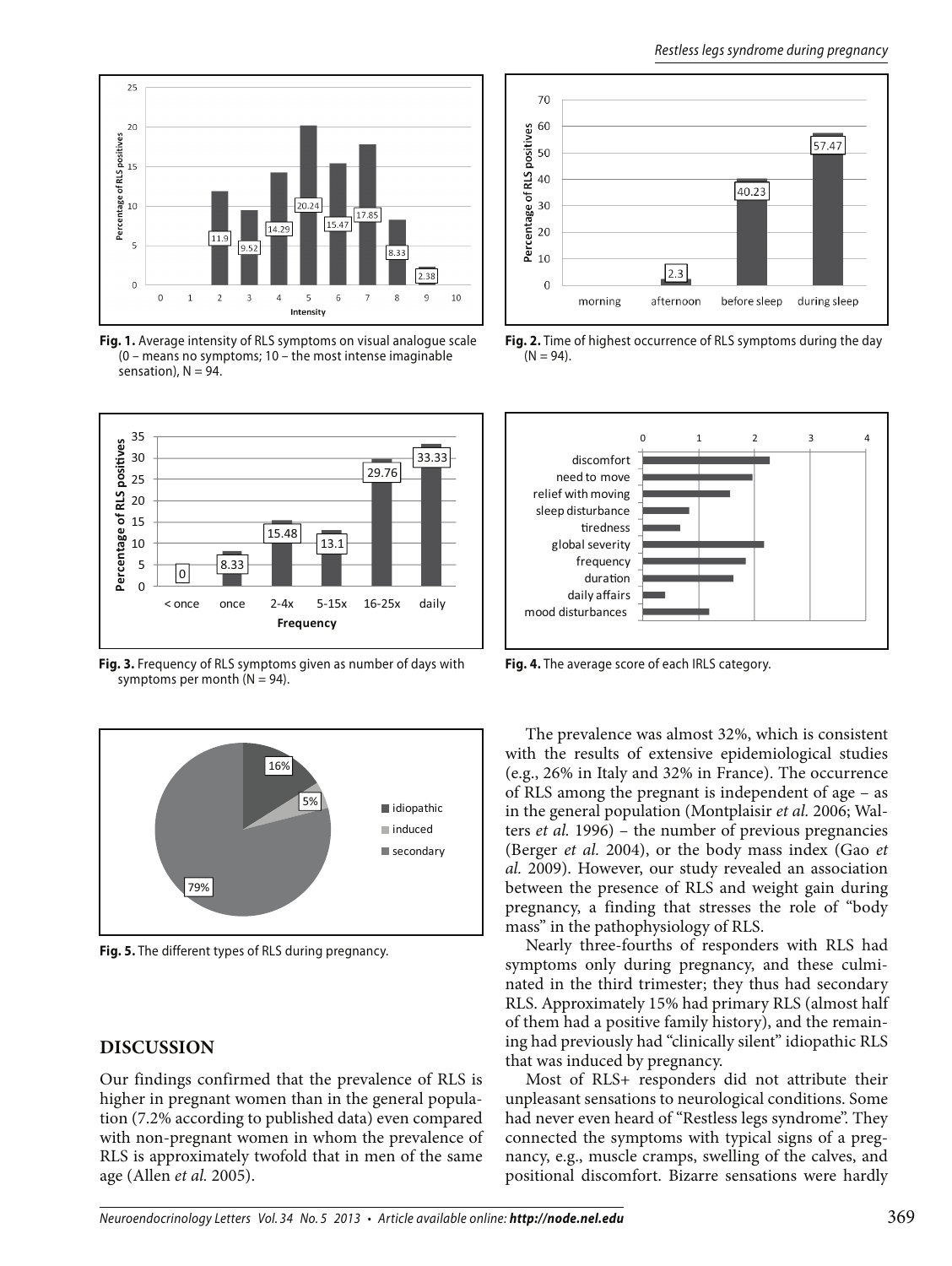Fig. 1. Average intensity of RLS symptoms on visual analogue scale (0 – means no symptoms; 10 – the most intense imaginable sensation), N = 94.

Fig. 2. Time of highest occurrence of RLS symptoms during the day (N = 94).

Fig. 3. Frequency of RLS symptoms given as number of days with symptoms per month (N = 94).

Fig. 4. The average score of each IRLS category.

Fig. 5. The different types of RLS during pregnancy.

## DISCUSSION

Our findings confirmed that the prevalence of RLS is higher in pregnant women than in the general population (7.2% according to published data) even compared with non-pregnant women in whom the prevalence of RLS is approximately twofold that in men of the same age (Allen *et al.* 2005).

The prevalence was almost 32%, which is consistent with the results of extensive epidemiological studies (e.g., 26% in Italy and 32% in France). The occurrence of RLS among the pregnant is independent of age – as in the general population (Montplaisir *et al.* 2006; Walters *et al.* 1996) – the number of previous pregnancies (Berger *et al.* 2004), or the body mass index (Gao *et al.* 2009). However, our study revealed an association between the presence of RLS and weight gain during pregnancy, a finding that stresses the role of "body mass" in the pathophysiology of RLS.

Nearly three-fourths of responders with RLS had symptoms only during pregnancy, and these culminated in the third trimester; they thus had secondary RLS. Approximately 15% had primary RLS (almost half of them had a positive family history), and the remaining had previously had "clinically silent" idiopathic RLS that was induced by pregnancy.

Most of RLS+ responders did not attribute their unpleasant sensations to neurological conditions. Some had never even heard of "Restless legs syndrome". They connected the symptoms with typical signs of a pregnancy, e.g., muscle cramps, swelling of the calves, and positional discomfort. Bizarre sensations were hardly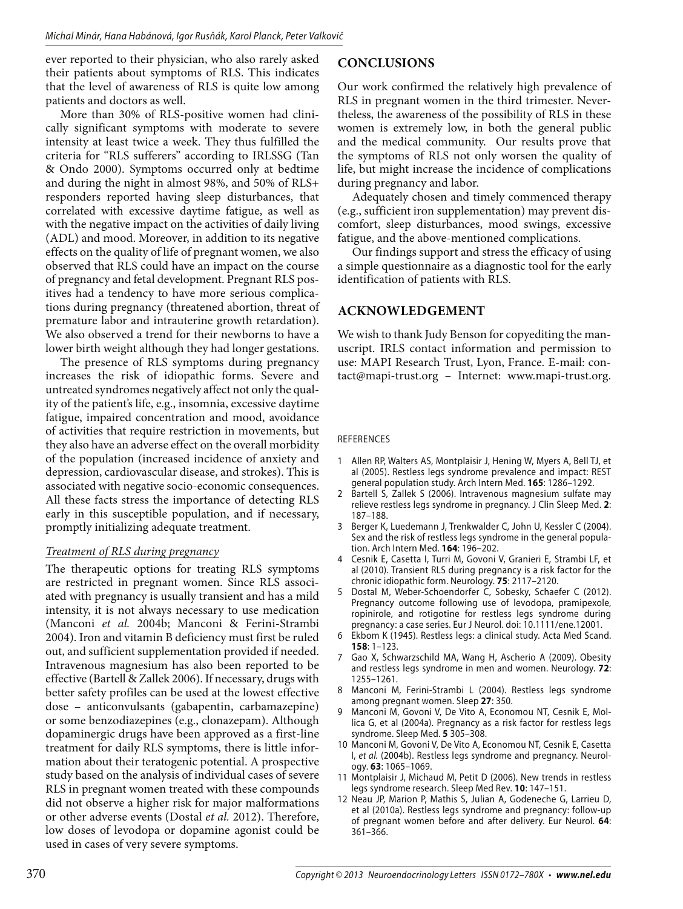ever reported to their physician, who also rarely asked their patients about symptoms of RLS. This indicates that the level of awareness of RLS is quite low among patients and doctors as well.

More than 30% of RLS-positive women had clinically significant symptoms with moderate to severe intensity at least twice a week. They thus fulfilled the criteria for "RLS sufferers" according to IRLSSG (Tan & Ondo 2000). Symptoms occurred only at bedtime and during the night in almost 98%, and 50% of RLS+ responders reported having sleep disturbances, that correlated with excessive daytime fatigue, as well as with the negative impact on the activities of daily living (ADL) and mood. Moreover, in addition to its negative effects on the quality of life of pregnant women, we also observed that RLS could have an impact on the course of pregnancy and fetal development. Pregnant RLS positives had a tendency to have more serious complications during pregnancy (threatened abortion, threat of premature labor and intrauterine growth retardation). We also observed a trend for their newborns to have a lower birth weight although they had longer gestations.

The presence of RLS symptoms during pregnancy increases the risk of idiopathic forms. Severe and untreated syndromes negatively affect not only the quality of the patient's life, e.g., insomnia, excessive daytime fatigue, impaired concentration and mood, avoidance of activities that require restriction in movements, but they also have an adverse effect on the overall morbidity of the population (increased incidence of anxiety and depression, cardiovascular disease, and strokes). This is associated with negative socio-economic consequences. All these facts stress the importance of detecting RLS early in this susceptible population, and if necessary, promptly initializing adequate treatment.

### Treatment of RLS during pregnancy

The therapeutic options for treating RLS symptoms are restricted in pregnant women. Since RLS associated with pregnancy is usually transient and has a mild intensity, it is not always necessary to use medication (Manconi *et al.* 2004b; Manconi & Ferini-Strambi 2004). Iron and vitamin B deficiency must first be ruled out, and sufficient supplementation provided if needed. Intravenous magnesium has also been reported to be effective (Bartell & Zallek 2006). If necessary, drugs with better safety profiles can be used at the lowest effective dose – anticonvulsants (gabapentin, carbamazepine) or some benzodiazepines (e.g., clonazepam). Although dopaminergic drugs have been approved as a first-line treatment for daily RLS symptoms, there is little information about their teratogenic potential. A prospective study based on the analysis of individual cases of severe RLS in pregnant women treated with these compounds did not observe a higher risk for major malformations or other adverse events (Dostal *et al.* 2012). Therefore, low doses of levodopa or dopamine agonist could be used in cases of very severe symptoms.

## CONCLUSIONS

Our work confirmed the relatively high prevalence of RLS in pregnant women in the third trimester. Nevertheless, the awareness of the possibility of RLS in these women is extremely low, in both the general public and the medical community. Our results prove that the symptoms of RLS not only worsen the quality of life, but might increase the incidence of complications during pregnancy and labor.

Adequately chosen and timely commenced therapy (e.g., sufficient iron supplementation) may prevent discomfort, sleep disturbances, mood swings, excessive fatigue, and the above-mentioned complications.

Our findings support and stress the efficacy of using a simple questionnaire as a diagnostic tool for the early identification of patients with RLS.

## ACKNOWLEDGEMENT

We wish to thank Judy Benson for copyediting the manuscript. IRLS contact information and permission to use: MAPI Research Trust, Lyon, France. E-mail: contact@mapi-trust.org – Internet: www.mapi-trust.org.

REFERENCES

1. Allen RP, Walters AS, Montplaisir J, Hening W, Myers A, Bell TJ, et al (2005). Restless legs syndrome prevalence and impact: REST general population study. Arch Intern Med. **165**: 1286–1292.
2. Bartell S, Zallek S (2006). Intravenous magnesium sulfate may relieve restless legs syndrome in pregnancy. J Clin Sleep Med. **2**: 187–188.
3. Berger K, Luedemann J, Trenkwalder C, John U, Kessler C (2004). Sex and the risk of restless legs syndrome in the general population. Arch Intern Med. **164**: 196–202.
4. Cesnik E, Casetta I, Turri M, Govoni V, Granieri E, Strambi LF, et al (2010). Transient RLS during pregnancy is a risk factor for the chronic idiopathic form. Neurology. **75**: 2117–2120.
5. Dostal M, Weber-Schoendorfer C, Sobesky, Schaefer C (2012). Pregnancy outcome following use of levodopa, pramipexole, ropinirole, and rotigotine for restless legs syndrome during pregnancy: a case series. Eur J Neurol. doi: 10.1111/ene.12001.
6. Ekbom K (1945). Restless legs: a clinical study. Acta Med Scand. **158**: 1–123.
7. Gao X, Schwarzschild MA, Wang H, Ascherio A (2009). Obesity and restless legs syndrome in men and women. Neurology. **72**: 1255–1261.
8. Manconi M, Ferini-Strambi L (2004). Restless legs syndrome among pregnant women. Sleep **27**: 350.
9. Manconi M, Govoni V, De Vito A, Economou NT, Cesnik E, Mollica G, et al (2004a). Pregnancy as a risk factor for restless legs syndrome. Sleep Med. **5** 305–308.
10. Manconi M, Govoni V, De Vito A, Economou NT, Cesnik E, Casetta I, *et al.* (2004b). Restless legs syndrome and pregnancy. Neurology. **63**: 1065–1069.
11. Montplaisir J, Michaud M, Petit D (2006). New trends in restless legs syndrome research. Sleep Med Rev. **10**: 147–151.
12. Neau JP, Marion P, Mathis S, Julian A, Godeneche G, Larrieu D, et al (2010a). Restless legs syndrome and pregnancy: follow-up of pregnant women before and after delivery. Eur Neurol. **64**: 361–366.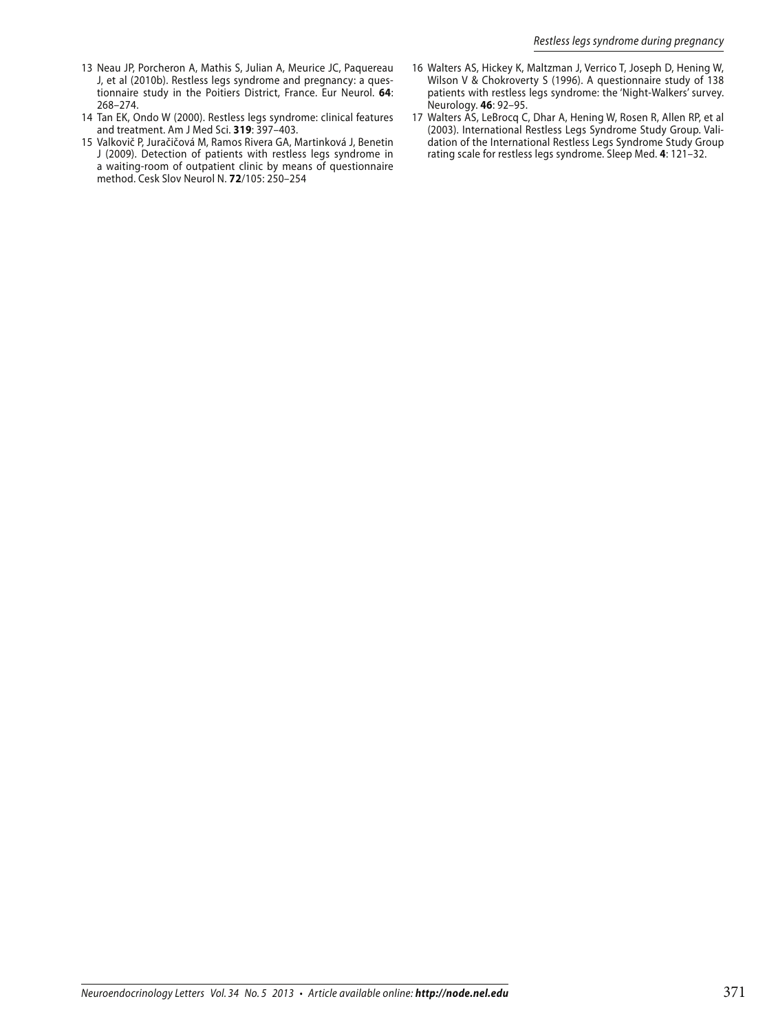13 Neau JP, Porcheron A, Mathis S, Julian A, Meurice JC, Paquereau J, et al (2010b). Restless legs syndrome and pregnancy: a questionnaire study in the Poitiers District, France. Eur Neurol. **64**: 268–274.

14 Tan EK, Ondo W (2000). Restless legs syndrome: clinical features and treatment. Am J Med Sci. **319**: 397–403.

15 Valkovič P, Juračičová M, Ramos Rivera GA, Martinková J, Benetin J (2009). Detection of patients with restless legs syndrome in a waiting-room of outpatient clinic by means of questionnaire method. Cesk Slov Neurol N. **72**/105: 250–254

16 Walters AS, Hickey K, Maltzman J, Verrico T, Joseph D, Hening W, Wilson V & Chokroverty S (1996). A questionnaire study of 138 patients with restless legs syndrome: the 'Night-Walkers' survey. Neurology. **46**: 92–95.

17 Walters AS, LeBrocq C, Dhar A, Hening W, Rosen R, Allen RP, et al (2003). International Restless Legs Syndrome Study Group. Validation of the International Restless Legs Syndrome Study Group rating scale for restless legs syndrome. Sleep Med. **4**: 121–32.